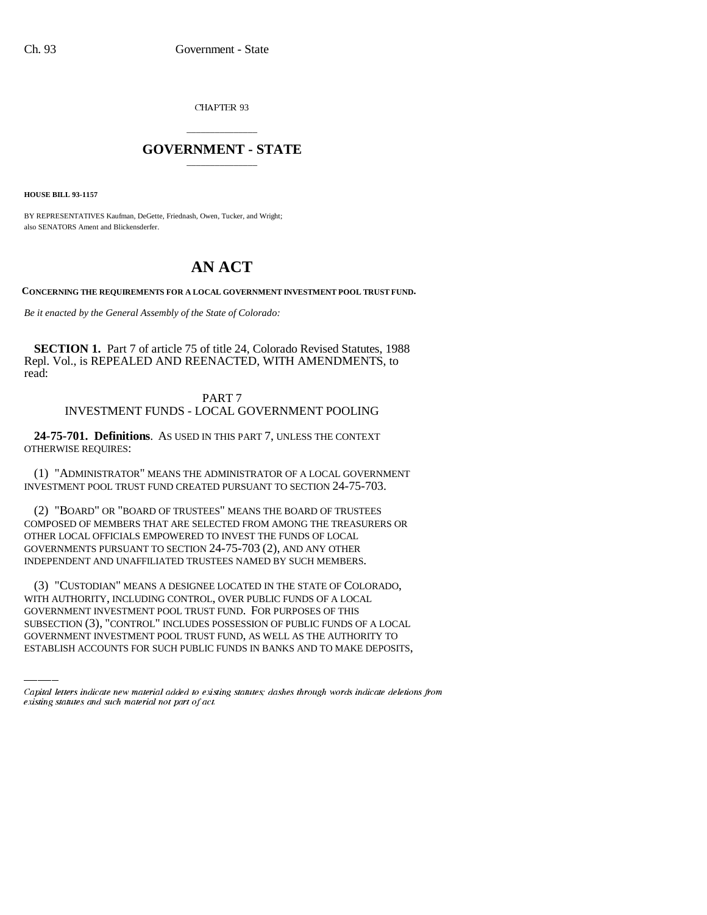CHAPTER 93

# GOVERNMENT - STATE

**HOUSE BILL 93-1157**

BY REPRESENTATIVES Kaufman, DeGette, Friednash, Owen, Tucker, and Wright; also SENATORS Ament and Blickensderfer.

# AN ACT

**CONCERNING THE REQUIREMENTS FOR A LOCAL GOVERNMENT INVESTMENT POOL TRUST FUND.**

*Be it enacted by the General Assembly of the State of Colorado:*

**SECTION 1.** Part 7 of article 75 of title 24, Colorado Revised Statutes, 1988 Repl. Vol., is REPEALED AND REENACTED, WITH AMENDMENTS, to read:

PART 7
INVESTMENT FUNDS - LOCAL GOVERNMENT POOLING

**24-75-701. Definitions**. AS USED IN THIS PART 7, UNLESS THE CONTEXT OTHERWISE REQUIRES:

(1) "ADMINISTRATOR" MEANS THE ADMINISTRATOR OF A LOCAL GOVERNMENT INVESTMENT POOL TRUST FUND CREATED PURSUANT TO SECTION 24-75-703.

(2) "BOARD" OR "BOARD OF TRUSTEES" MEANS THE BOARD OF TRUSTEES COMPOSED OF MEMBERS THAT ARE SELECTED FROM AMONG THE TREASURERS OR OTHER LOCAL OFFICIALS EMPOWERED TO INVEST THE FUNDS OF LOCAL GOVERNMENTS PURSUANT TO SECTION 24-75-703 (2), AND ANY OTHER INDEPENDENT AND UNAFFILIATED TRUSTEES NAMED BY SUCH MEMBERS.

(3) "CUSTODIAN" MEANS A DESIGNEE LOCATED IN THE STATE OF COLORADO, WITH AUTHORITY, INCLUDING CONTROL, OVER PUBLIC FUNDS OF A LOCAL GOVERNMENT INVESTMENT POOL TRUST FUND. FOR PURPOSES OF THIS SUBSECTION (3), "CONTROL" INCLUDES POSSESSION OF PUBLIC FUNDS OF A LOCAL GOVERNMENT INVESTMENT POOL TRUST FUND, AS WELL AS THE AUTHORITY TO ESTABLISH ACCOUNTS FOR SUCH PUBLIC FUNDS IN BANKS AND TO MAKE DEPOSITS,

---

*Capital letters indicate new material added to existing statutes; dashes through words indicate deletions from existing statutes and such material not part of act.*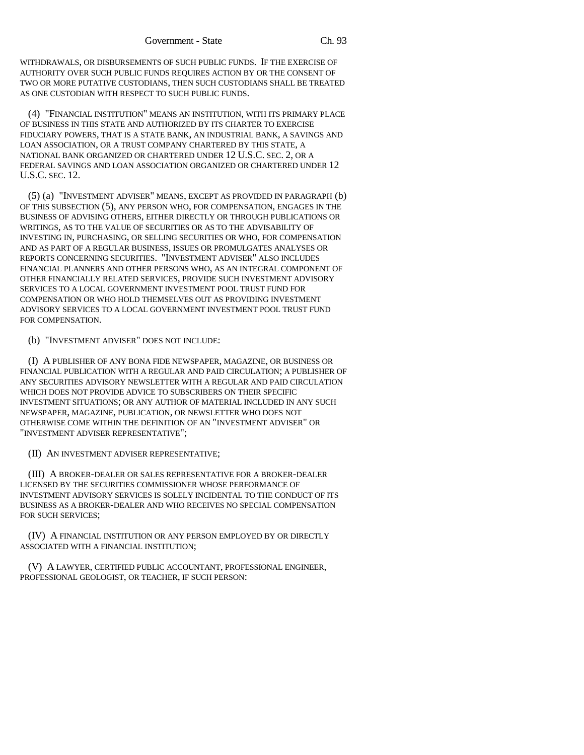WITHDRAWALS, OR DISBURSEMENTS OF SUCH PUBLIC FUNDS. IF THE EXERCISE OF AUTHORITY OVER SUCH PUBLIC FUNDS REQUIRES ACTION BY OR THE CONSENT OF TWO OR MORE PUTATIVE CUSTODIANS, THEN SUCH CUSTODIANS SHALL BE TREATED AS ONE CUSTODIAN WITH RESPECT TO SUCH PUBLIC FUNDS.

(4) "FINANCIAL INSTITUTION" MEANS AN INSTITUTION, WITH ITS PRIMARY PLACE OF BUSINESS IN THIS STATE AND AUTHORIZED BY ITS CHARTER TO EXERCISE FIDUCIARY POWERS, THAT IS A STATE BANK, AN INDUSTRIAL BANK, A SAVINGS AND LOAN ASSOCIATION, OR A TRUST COMPANY CHARTERED BY THIS STATE, A NATIONAL BANK ORGANIZED OR CHARTERED UNDER 12 U.S.C. SEC. 2, OR A FEDERAL SAVINGS AND LOAN ASSOCIATION ORGANIZED OR CHARTERED UNDER 12 U.S.C. SEC. 12.

(5) (a) "INVESTMENT ADVISER" MEANS, EXCEPT AS PROVIDED IN PARAGRAPH (b) OF THIS SUBSECTION (5), ANY PERSON WHO, FOR COMPENSATION, ENGAGES IN THE BUSINESS OF ADVISING OTHERS, EITHER DIRECTLY OR THROUGH PUBLICATIONS OR WRITINGS, AS TO THE VALUE OF SECURITIES OR AS TO THE ADVISABILITY OF INVESTING IN, PURCHASING, OR SELLING SECURITIES OR WHO, FOR COMPENSATION AND AS PART OF A REGULAR BUSINESS, ISSUES OR PROMULGATES ANALYSES OR REPORTS CONCERNING SECURITIES. "INVESTMENT ADVISER" ALSO INCLUDES FINANCIAL PLANNERS AND OTHER PERSONS WHO, AS AN INTEGRAL COMPONENT OF OTHER FINANCIALLY RELATED SERVICES, PROVIDE SUCH INVESTMENT ADVISORY SERVICES TO A LOCAL GOVERNMENT INVESTMENT POOL TRUST FUND FOR COMPENSATION OR WHO HOLD THEMSELVES OUT AS PROVIDING INVESTMENT ADVISORY SERVICES TO A LOCAL GOVERNMENT INVESTMENT POOL TRUST FUND FOR COMPENSATION.

(b) "INVESTMENT ADVISER" DOES NOT INCLUDE:

(I) A PUBLISHER OF ANY BONA FIDE NEWSPAPER, MAGAZINE, OR BUSINESS OR FINANCIAL PUBLICATION WITH A REGULAR AND PAID CIRCULATION; A PUBLISHER OF ANY SECURITIES ADVISORY NEWSLETTER WITH A REGULAR AND PAID CIRCULATION WHICH DOES NOT PROVIDE ADVICE TO SUBSCRIBERS ON THEIR SPECIFIC INVESTMENT SITUATIONS; OR ANY AUTHOR OF MATERIAL INCLUDED IN ANY SUCH NEWSPAPER, MAGAZINE, PUBLICATION, OR NEWSLETTER WHO DOES NOT OTHERWISE COME WITHIN THE DEFINITION OF AN "INVESTMENT ADVISER" OR "INVESTMENT ADVISER REPRESENTATIVE";

(II) AN INVESTMENT ADVISER REPRESENTATIVE;

(III) A BROKER-DEALER OR SALES REPRESENTATIVE FOR A BROKER-DEALER LICENSED BY THE SECURITIES COMMISSIONER WHOSE PERFORMANCE OF INVESTMENT ADVISORY SERVICES IS SOLELY INCIDENTAL TO THE CONDUCT OF ITS BUSINESS AS A BROKER-DEALER AND WHO RECEIVES NO SPECIAL COMPENSATION FOR SUCH SERVICES;

(IV) A FINANCIAL INSTITUTION OR ANY PERSON EMPLOYED BY OR DIRECTLY ASSOCIATED WITH A FINANCIAL INSTITUTION;

(V) A LAWYER, CERTIFIED PUBLIC ACCOUNTANT, PROFESSIONAL ENGINEER, PROFESSIONAL GEOLOGIST, OR TEACHER, IF SUCH PERSON: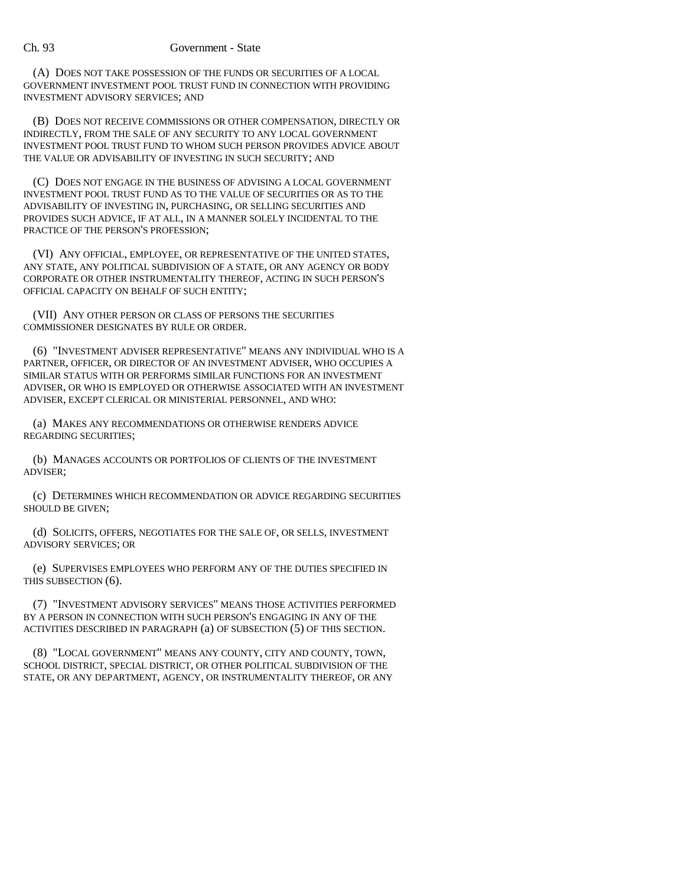(A) DOES NOT TAKE POSSESSION OF THE FUNDS OR SECURITIES OF A LOCAL GOVERNMENT INVESTMENT POOL TRUST FUND IN CONNECTION WITH PROVIDING INVESTMENT ADVISORY SERVICES; AND

(B) DOES NOT RECEIVE COMMISSIONS OR OTHER COMPENSATION, DIRECTLY OR INDIRECTLY, FROM THE SALE OF ANY SECURITY TO ANY LOCAL GOVERNMENT INVESTMENT POOL TRUST FUND TO WHOM SUCH PERSON PROVIDES ADVICE ABOUT THE VALUE OR ADVISABILITY OF INVESTING IN SUCH SECURITY; AND

(C) DOES NOT ENGAGE IN THE BUSINESS OF ADVISING A LOCAL GOVERNMENT INVESTMENT POOL TRUST FUND AS TO THE VALUE OF SECURITIES OR AS TO THE ADVISABILITY OF INVESTING IN, PURCHASING, OR SELLING SECURITIES AND PROVIDES SUCH ADVICE, IF AT ALL, IN A MANNER SOLELY INCIDENTAL TO THE PRACTICE OF THE PERSON'S PROFESSION;

(VI) ANY OFFICIAL, EMPLOYEE, OR REPRESENTATIVE OF THE UNITED STATES, ANY STATE, ANY POLITICAL SUBDIVISION OF A STATE, OR ANY AGENCY OR BODY CORPORATE OR OTHER INSTRUMENTALITY THEREOF, ACTING IN SUCH PERSON'S OFFICIAL CAPACITY ON BEHALF OF SUCH ENTITY;

(VII) ANY OTHER PERSON OR CLASS OF PERSONS THE SECURITIES COMMISSIONER DESIGNATES BY RULE OR ORDER.

(6) "INVESTMENT ADVISER REPRESENTATIVE" MEANS ANY INDIVIDUAL WHO IS A PARTNER, OFFICER, OR DIRECTOR OF AN INVESTMENT ADVISER, WHO OCCUPIES A SIMILAR STATUS WITH OR PERFORMS SIMILAR FUNCTIONS FOR AN INVESTMENT ADVISER, OR WHO IS EMPLOYED OR OTHERWISE ASSOCIATED WITH AN INVESTMENT ADVISER, EXCEPT CLERICAL OR MINISTERIAL PERSONNEL, AND WHO:

(a) MAKES ANY RECOMMENDATIONS OR OTHERWISE RENDERS ADVICE REGARDING SECURITIES;

(b) MANAGES ACCOUNTS OR PORTFOLIOS OF CLIENTS OF THE INVESTMENT ADVISER;

(c) DETERMINES WHICH RECOMMENDATION OR ADVICE REGARDING SECURITIES SHOULD BE GIVEN;

(d) SOLICITS, OFFERS, NEGOTIATES FOR THE SALE OF, OR SELLS, INVESTMENT ADVISORY SERVICES; OR

(e) SUPERVISES EMPLOYEES WHO PERFORM ANY OF THE DUTIES SPECIFIED IN THIS SUBSECTION (6).

(7) "INVESTMENT ADVISORY SERVICES" MEANS THOSE ACTIVITIES PERFORMED BY A PERSON IN CONNECTION WITH SUCH PERSON'S ENGAGING IN ANY OF THE ACTIVITIES DESCRIBED IN PARAGRAPH (a) OF SUBSECTION (5) OF THIS SECTION.

(8) "LOCAL GOVERNMENT" MEANS ANY COUNTY, CITY AND COUNTY, TOWN, SCHOOL DISTRICT, SPECIAL DISTRICT, OR OTHER POLITICAL SUBDIVISION OF THE STATE, OR ANY DEPARTMENT, AGENCY, OR INSTRUMENTALITY THEREOF, OR ANY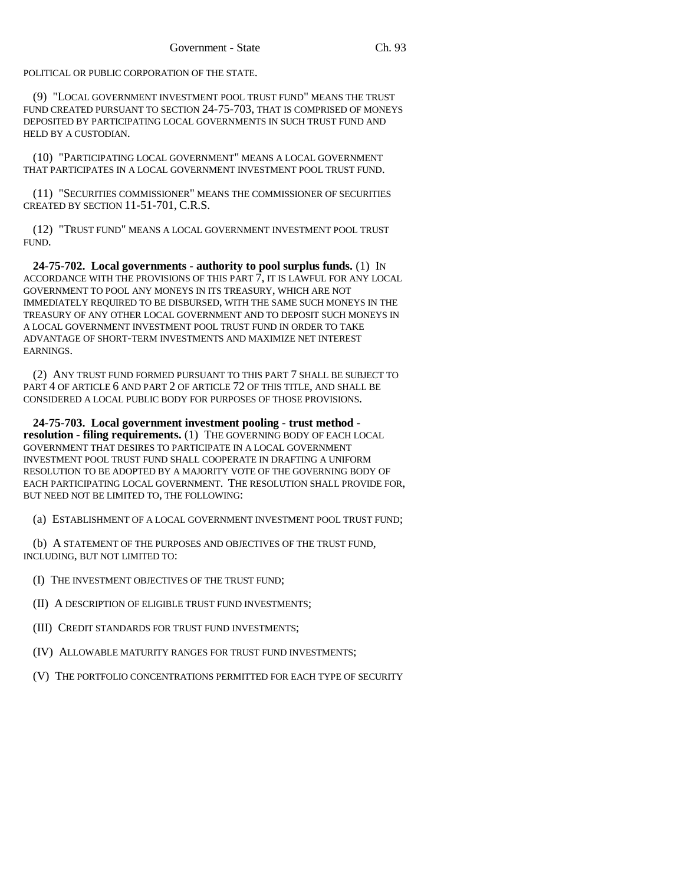POLITICAL OR PUBLIC CORPORATION OF THE STATE.

(9) "LOCAL GOVERNMENT INVESTMENT POOL TRUST FUND" MEANS THE TRUST FUND CREATED PURSUANT TO SECTION 24-75-703, THAT IS COMPRISED OF MONEYS DEPOSITED BY PARTICIPATING LOCAL GOVERNMENTS IN SUCH TRUST FUND AND HELD BY A CUSTODIAN.

(10) "PARTICIPATING LOCAL GOVERNMENT" MEANS A LOCAL GOVERNMENT THAT PARTICIPATES IN A LOCAL GOVERNMENT INVESTMENT POOL TRUST FUND.

(11) "SECURITIES COMMISSIONER" MEANS THE COMMISSIONER OF SECURITIES CREATED BY SECTION 11-51-701, C.R.S.

(12) "TRUST FUND" MEANS A LOCAL GOVERNMENT INVESTMENT POOL TRUST FUND.

**24-75-702. Local governments - authority to pool surplus funds.** (1) IN ACCORDANCE WITH THE PROVISIONS OF THIS PART 7, IT IS LAWFUL FOR ANY LOCAL GOVERNMENT TO POOL ANY MONEYS IN ITS TREASURY, WHICH ARE NOT IMMEDIATELY REQUIRED TO BE DISBURSED, WITH THE SAME SUCH MONEYS IN THE TREASURY OF ANY OTHER LOCAL GOVERNMENT AND TO DEPOSIT SUCH MONEYS IN A LOCAL GOVERNMENT INVESTMENT POOL TRUST FUND IN ORDER TO TAKE ADVANTAGE OF SHORT-TERM INVESTMENTS AND MAXIMIZE NET INTEREST EARNINGS.

(2) ANY TRUST FUND FORMED PURSUANT TO THIS PART 7 SHALL BE SUBJECT TO PART 4 OF ARTICLE 6 AND PART 2 OF ARTICLE 72 OF THIS TITLE, AND SHALL BE CONSIDERED A LOCAL PUBLIC BODY FOR PURPOSES OF THOSE PROVISIONS.

**24-75-703. Local government investment pooling - trust method - resolution - filing requirements.** (1) THE GOVERNING BODY OF EACH LOCAL GOVERNMENT THAT DESIRES TO PARTICIPATE IN A LOCAL GOVERNMENT INVESTMENT POOL TRUST FUND SHALL COOPERATE IN DRAFTING A UNIFORM RESOLUTION TO BE ADOPTED BY A MAJORITY VOTE OF THE GOVERNING BODY OF EACH PARTICIPATING LOCAL GOVERNMENT. THE RESOLUTION SHALL PROVIDE FOR, BUT NEED NOT BE LIMITED TO, THE FOLLOWING:

(a) ESTABLISHMENT OF A LOCAL GOVERNMENT INVESTMENT POOL TRUST FUND;

(b) A STATEMENT OF THE PURPOSES AND OBJECTIVES OF THE TRUST FUND, INCLUDING, BUT NOT LIMITED TO:

(I) THE INVESTMENT OBJECTIVES OF THE TRUST FUND;

(II) A DESCRIPTION OF ELIGIBLE TRUST FUND INVESTMENTS;

(III) CREDIT STANDARDS FOR TRUST FUND INVESTMENTS;

(IV) ALLOWABLE MATURITY RANGES FOR TRUST FUND INVESTMENTS;

(V) THE PORTFOLIO CONCENTRATIONS PERMITTED FOR EACH TYPE OF SECURITY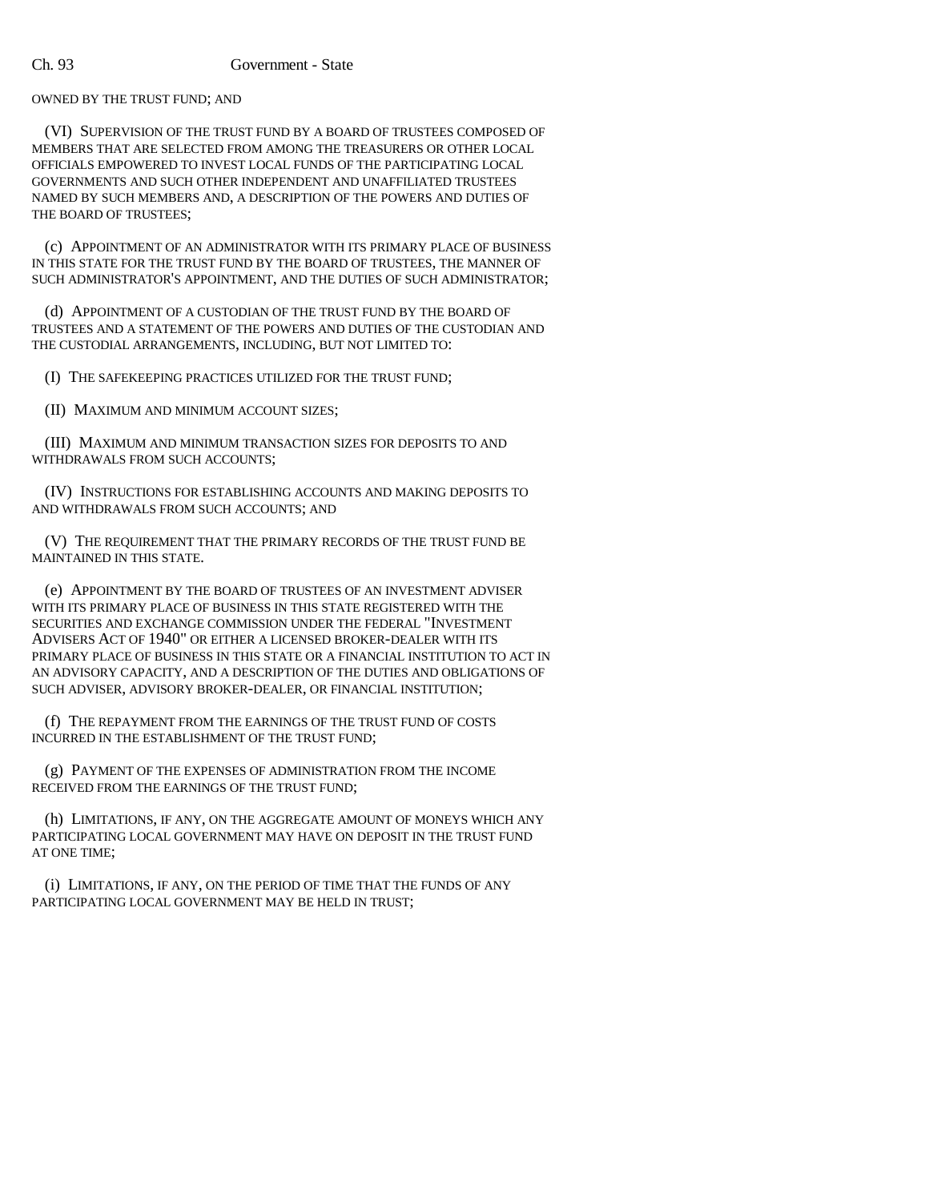OWNED BY THE TRUST FUND; AND

(VI) SUPERVISION OF THE TRUST FUND BY A BOARD OF TRUSTEES COMPOSED OF MEMBERS THAT ARE SELECTED FROM AMONG THE TREASURERS OR OTHER LOCAL OFFICIALS EMPOWERED TO INVEST LOCAL FUNDS OF THE PARTICIPATING LOCAL GOVERNMENTS AND SUCH OTHER INDEPENDENT AND UNAFFILIATED TRUSTEES NAMED BY SUCH MEMBERS AND, A DESCRIPTION OF THE POWERS AND DUTIES OF THE BOARD OF TRUSTEES;

(c) APPOINTMENT OF AN ADMINISTRATOR WITH ITS PRIMARY PLACE OF BUSINESS IN THIS STATE FOR THE TRUST FUND BY THE BOARD OF TRUSTEES, THE MANNER OF SUCH ADMINISTRATOR'S APPOINTMENT, AND THE DUTIES OF SUCH ADMINISTRATOR;

(d) APPOINTMENT OF A CUSTODIAN OF THE TRUST FUND BY THE BOARD OF TRUSTEES AND A STATEMENT OF THE POWERS AND DUTIES OF THE CUSTODIAN AND THE CUSTODIAL ARRANGEMENTS, INCLUDING, BUT NOT LIMITED TO:

(I) THE SAFEKEEPING PRACTICES UTILIZED FOR THE TRUST FUND;

(II) MAXIMUM AND MINIMUM ACCOUNT SIZES;

(III) MAXIMUM AND MINIMUM TRANSACTION SIZES FOR DEPOSITS TO AND WITHDRAWALS FROM SUCH ACCOUNTS;

(IV) INSTRUCTIONS FOR ESTABLISHING ACCOUNTS AND MAKING DEPOSITS TO AND WITHDRAWALS FROM SUCH ACCOUNTS; AND

(V) THE REQUIREMENT THAT THE PRIMARY RECORDS OF THE TRUST FUND BE MAINTAINED IN THIS STATE.

(e) APPOINTMENT BY THE BOARD OF TRUSTEES OF AN INVESTMENT ADVISER WITH ITS PRIMARY PLACE OF BUSINESS IN THIS STATE REGISTERED WITH THE SECURITIES AND EXCHANGE COMMISSION UNDER THE FEDERAL "INVESTMENT ADVISERS ACT OF 1940" OR EITHER A LICENSED BROKER-DEALER WITH ITS PRIMARY PLACE OF BUSINESS IN THIS STATE OR A FINANCIAL INSTITUTION TO ACT IN AN ADVISORY CAPACITY, AND A DESCRIPTION OF THE DUTIES AND OBLIGATIONS OF SUCH ADVISER, ADVISORY BROKER-DEALER, OR FINANCIAL INSTITUTION;

(f) THE REPAYMENT FROM THE EARNINGS OF THE TRUST FUND OF COSTS INCURRED IN THE ESTABLISHMENT OF THE TRUST FUND;

(g) PAYMENT OF THE EXPENSES OF ADMINISTRATION FROM THE INCOME RECEIVED FROM THE EARNINGS OF THE TRUST FUND;

(h) LIMITATIONS, IF ANY, ON THE AGGREGATE AMOUNT OF MONEYS WHICH ANY PARTICIPATING LOCAL GOVERNMENT MAY HAVE ON DEPOSIT IN THE TRUST FUND AT ONE TIME;

(i) LIMITATIONS, IF ANY, ON THE PERIOD OF TIME THAT THE FUNDS OF ANY PARTICIPATING LOCAL GOVERNMENT MAY BE HELD IN TRUST;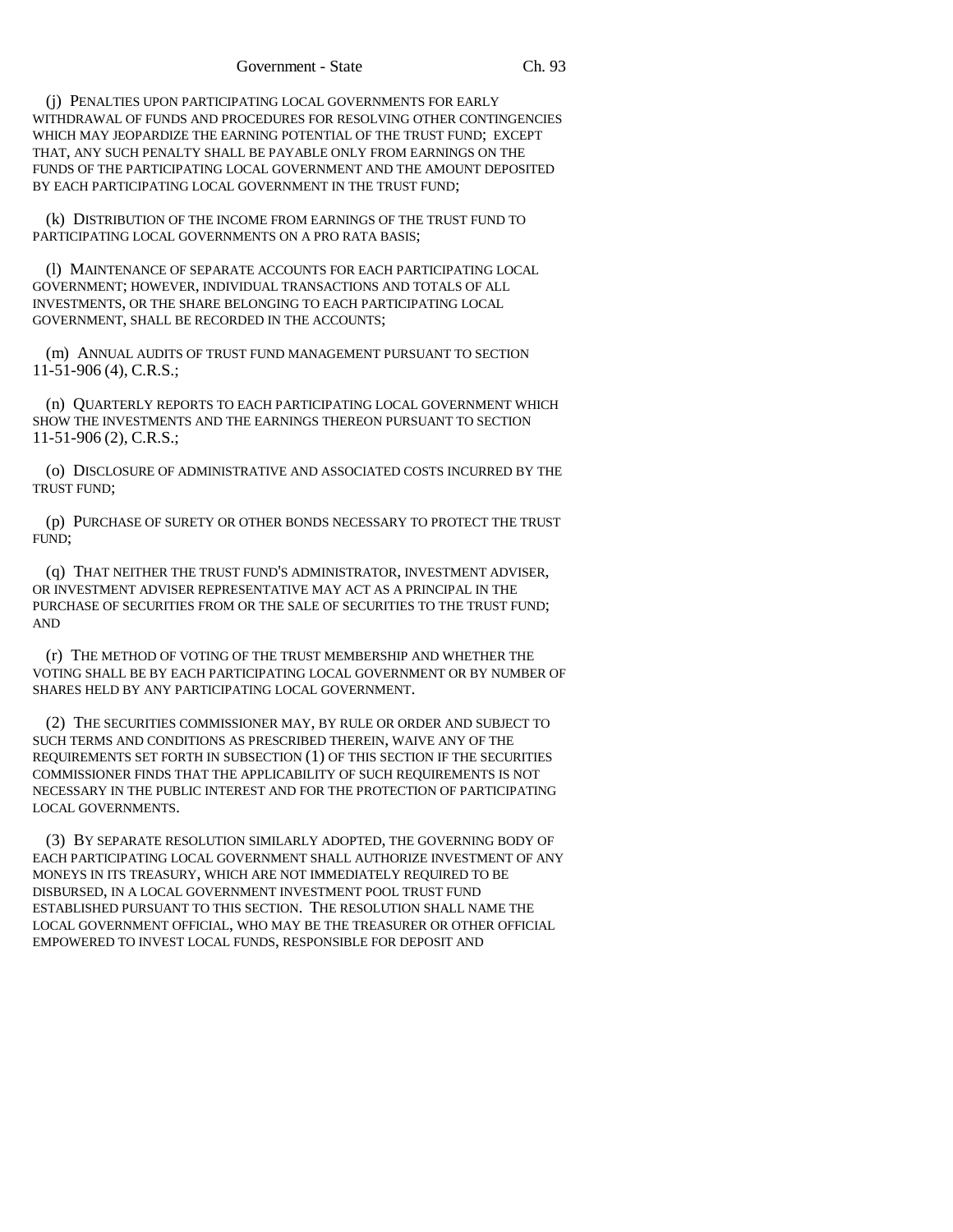(j) PENALTIES UPON PARTICIPATING LOCAL GOVERNMENTS FOR EARLY WITHDRAWAL OF FUNDS AND PROCEDURES FOR RESOLVING OTHER CONTINGENCIES WHICH MAY JEOPARDIZE THE EARNING POTENTIAL OF THE TRUST FUND; EXCEPT THAT, ANY SUCH PENALTY SHALL BE PAYABLE ONLY FROM EARNINGS ON THE FUNDS OF THE PARTICIPATING LOCAL GOVERNMENT AND THE AMOUNT DEPOSITED BY EACH PARTICIPATING LOCAL GOVERNMENT IN THE TRUST FUND;

(k) DISTRIBUTION OF THE INCOME FROM EARNINGS OF THE TRUST FUND TO PARTICIPATING LOCAL GOVERNMENTS ON A PRO RATA BASIS;

(l) MAINTENANCE OF SEPARATE ACCOUNTS FOR EACH PARTICIPATING LOCAL GOVERNMENT; HOWEVER, INDIVIDUAL TRANSACTIONS AND TOTALS OF ALL INVESTMENTS, OR THE SHARE BELONGING TO EACH PARTICIPATING LOCAL GOVERNMENT, SHALL BE RECORDED IN THE ACCOUNTS;

(m) ANNUAL AUDITS OF TRUST FUND MANAGEMENT PURSUANT TO SECTION 11-51-906 (4), C.R.S.;

(n) QUARTERLY REPORTS TO EACH PARTICIPATING LOCAL GOVERNMENT WHICH SHOW THE INVESTMENTS AND THE EARNINGS THEREON PURSUANT TO SECTION 11-51-906 (2), C.R.S.;

(o) DISCLOSURE OF ADMINISTRATIVE AND ASSOCIATED COSTS INCURRED BY THE TRUST FUND;

(p) PURCHASE OF SURETY OR OTHER BONDS NECESSARY TO PROTECT THE TRUST FUND;

(q) THAT NEITHER THE TRUST FUND'S ADMINISTRATOR, INVESTMENT ADVISER, OR INVESTMENT ADVISER REPRESENTATIVE MAY ACT AS A PRINCIPAL IN THE PURCHASE OF SECURITIES FROM OR THE SALE OF SECURITIES TO THE TRUST FUND; AND

(r) THE METHOD OF VOTING OF THE TRUST MEMBERSHIP AND WHETHER THE VOTING SHALL BE BY EACH PARTICIPATING LOCAL GOVERNMENT OR BY NUMBER OF SHARES HELD BY ANY PARTICIPATING LOCAL GOVERNMENT.

(2) THE SECURITIES COMMISSIONER MAY, BY RULE OR ORDER AND SUBJECT TO SUCH TERMS AND CONDITIONS AS PRESCRIBED THEREIN, WAIVE ANY OF THE REQUIREMENTS SET FORTH IN SUBSECTION (1) OF THIS SECTION IF THE SECURITIES COMMISSIONER FINDS THAT THE APPLICABILITY OF SUCH REQUIREMENTS IS NOT NECESSARY IN THE PUBLIC INTEREST AND FOR THE PROTECTION OF PARTICIPATING LOCAL GOVERNMENTS.

(3) BY SEPARATE RESOLUTION SIMILARLY ADOPTED, THE GOVERNING BODY OF EACH PARTICIPATING LOCAL GOVERNMENT SHALL AUTHORIZE INVESTMENT OF ANY MONEYS IN ITS TREASURY, WHICH ARE NOT IMMEDIATELY REQUIRED TO BE DISBURSED, IN A LOCAL GOVERNMENT INVESTMENT POOL TRUST FUND ESTABLISHED PURSUANT TO THIS SECTION. THE RESOLUTION SHALL NAME THE LOCAL GOVERNMENT OFFICIAL, WHO MAY BE THE TREASURER OR OTHER OFFICIAL EMPOWERED TO INVEST LOCAL FUNDS, RESPONSIBLE FOR DEPOSIT AND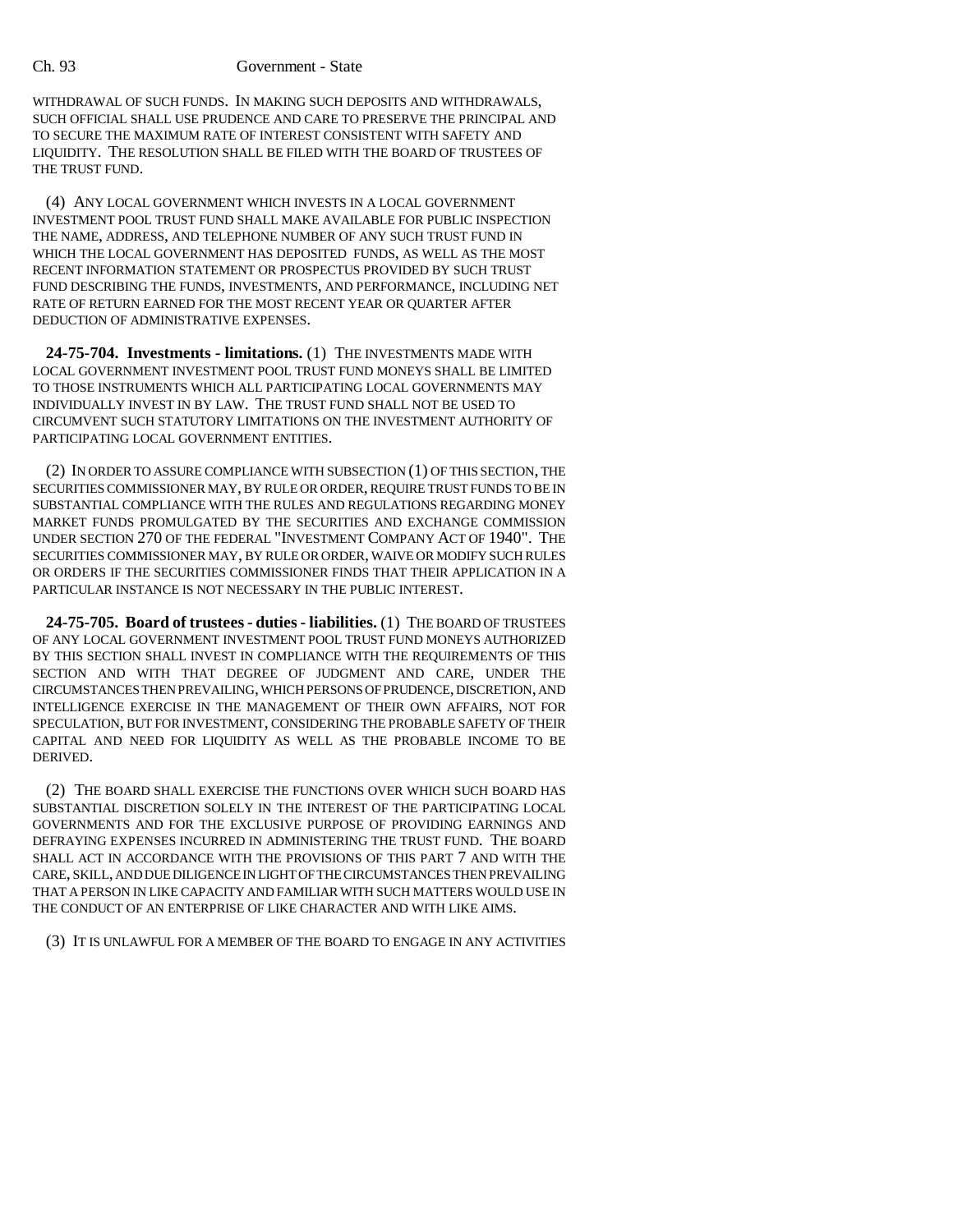WITHDRAWAL OF SUCH FUNDS. IN MAKING SUCH DEPOSITS AND WITHDRAWALS, SUCH OFFICIAL SHALL USE PRUDENCE AND CARE TO PRESERVE THE PRINCIPAL AND TO SECURE THE MAXIMUM RATE OF INTEREST CONSISTENT WITH SAFETY AND LIQUIDITY. THE RESOLUTION SHALL BE FILED WITH THE BOARD OF TRUSTEES OF THE TRUST FUND.

(4) ANY LOCAL GOVERNMENT WHICH INVESTS IN A LOCAL GOVERNMENT INVESTMENT POOL TRUST FUND SHALL MAKE AVAILABLE FOR PUBLIC INSPECTION THE NAME, ADDRESS, AND TELEPHONE NUMBER OF ANY SUCH TRUST FUND IN WHICH THE LOCAL GOVERNMENT HAS DEPOSITED FUNDS, AS WELL AS THE MOST RECENT INFORMATION STATEMENT OR PROSPECTUS PROVIDED BY SUCH TRUST FUND DESCRIBING THE FUNDS, INVESTMENTS, AND PERFORMANCE, INCLUDING NET RATE OF RETURN EARNED FOR THE MOST RECENT YEAR OR QUARTER AFTER DEDUCTION OF ADMINISTRATIVE EXPENSES.

**24-75-704. Investments - limitations.** (1) THE INVESTMENTS MADE WITH LOCAL GOVERNMENT INVESTMENT POOL TRUST FUND MONEYS SHALL BE LIMITED TO THOSE INSTRUMENTS WHICH ALL PARTICIPATING LOCAL GOVERNMENTS MAY INDIVIDUALLY INVEST IN BY LAW. THE TRUST FUND SHALL NOT BE USED TO CIRCUMVENT SUCH STATUTORY LIMITATIONS ON THE INVESTMENT AUTHORITY OF PARTICIPATING LOCAL GOVERNMENT ENTITIES.

(2) IN ORDER TO ASSURE COMPLIANCE WITH SUBSECTION (1) OF THIS SECTION, THE SECURITIES COMMISSIONER MAY, BY RULE OR ORDER, REQUIRE TRUST FUNDS TO BE IN SUBSTANTIAL COMPLIANCE WITH THE RULES AND REGULATIONS REGARDING MONEY MARKET FUNDS PROMULGATED BY THE SECURITIES AND EXCHANGE COMMISSION UNDER SECTION 270 OF THE FEDERAL "INVESTMENT COMPANY ACT OF 1940". THE SECURITIES COMMISSIONER MAY, BY RULE OR ORDER, WAIVE OR MODIFY SUCH RULES OR ORDERS IF THE SECURITIES COMMISSIONER FINDS THAT THEIR APPLICATION IN A PARTICULAR INSTANCE IS NOT NECESSARY IN THE PUBLIC INTEREST.

**24-75-705. Board of trustees - duties - liabilities.** (1) THE BOARD OF TRUSTEES OF ANY LOCAL GOVERNMENT INVESTMENT POOL TRUST FUND MONEYS AUTHORIZED BY THIS SECTION SHALL INVEST IN COMPLIANCE WITH THE REQUIREMENTS OF THIS SECTION AND WITH THAT DEGREE OF JUDGMENT AND CARE, UNDER THE CIRCUMSTANCES THEN PREVAILING, WHICH PERSONS OF PRUDENCE, DISCRETION, AND INTELLIGENCE EXERCISE IN THE MANAGEMENT OF THEIR OWN AFFAIRS, NOT FOR SPECULATION, BUT FOR INVESTMENT, CONSIDERING THE PROBABLE SAFETY OF THEIR CAPITAL AND NEED FOR LIQUIDITY AS WELL AS THE PROBABLE INCOME TO BE DERIVED.

(2) THE BOARD SHALL EXERCISE THE FUNCTIONS OVER WHICH SUCH BOARD HAS SUBSTANTIAL DISCRETION SOLELY IN THE INTEREST OF THE PARTICIPATING LOCAL GOVERNMENTS AND FOR THE EXCLUSIVE PURPOSE OF PROVIDING EARNINGS AND DEFRAYING EXPENSES INCURRED IN ADMINISTERING THE TRUST FUND. THE BOARD SHALL ACT IN ACCORDANCE WITH THE PROVISIONS OF THIS PART 7 AND WITH THE CARE, SKILL, AND DUE DILIGENCE IN LIGHT OF THE CIRCUMSTANCES THEN PREVAILING THAT A PERSON IN LIKE CAPACITY AND FAMILIAR WITH SUCH MATTERS WOULD USE IN THE CONDUCT OF AN ENTERPRISE OF LIKE CHARACTER AND WITH LIKE AIMS.

(3) IT IS UNLAWFUL FOR A MEMBER OF THE BOARD TO ENGAGE IN ANY ACTIVITIES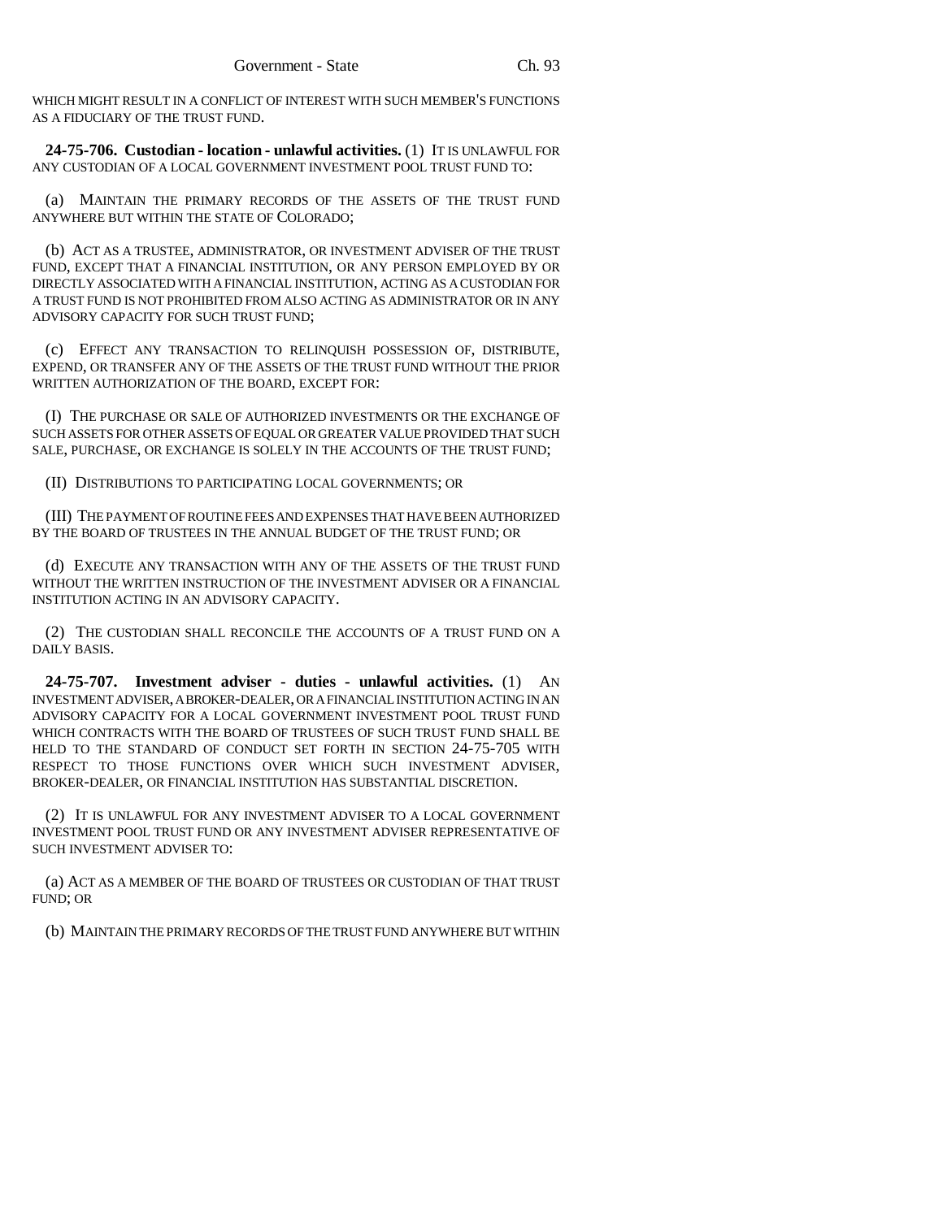WHICH MIGHT RESULT IN A CONFLICT OF INTEREST WITH SUCH MEMBER'S FUNCTIONS AS A FIDUCIARY OF THE TRUST FUND.

**24-75-706. Custodian - location - unlawful activities.** (1) IT IS UNLAWFUL FOR ANY CUSTODIAN OF A LOCAL GOVERNMENT INVESTMENT POOL TRUST FUND TO:

(a) MAINTAIN THE PRIMARY RECORDS OF THE ASSETS OF THE TRUST FUND ANYWHERE BUT WITHIN THE STATE OF COLORADO;

(b) ACT AS A TRUSTEE, ADMINISTRATOR, OR INVESTMENT ADVISER OF THE TRUST FUND, EXCEPT THAT A FINANCIAL INSTITUTION, OR ANY PERSON EMPLOYED BY OR DIRECTLY ASSOCIATED WITH A FINANCIAL INSTITUTION, ACTING AS A CUSTODIAN FOR A TRUST FUND IS NOT PROHIBITED FROM ALSO ACTING AS ADMINISTRATOR OR IN ANY ADVISORY CAPACITY FOR SUCH TRUST FUND;

(c) EFFECT ANY TRANSACTION TO RELINQUISH POSSESSION OF, DISTRIBUTE, EXPEND, OR TRANSFER ANY OF THE ASSETS OF THE TRUST FUND WITHOUT THE PRIOR WRITTEN AUTHORIZATION OF THE BOARD, EXCEPT FOR:

(I) THE PURCHASE OR SALE OF AUTHORIZED INVESTMENTS OR THE EXCHANGE OF SUCH ASSETS FOR OTHER ASSETS OF EQUAL OR GREATER VALUE PROVIDED THAT SUCH SALE, PURCHASE, OR EXCHANGE IS SOLELY IN THE ACCOUNTS OF THE TRUST FUND;

(II) DISTRIBUTIONS TO PARTICIPATING LOCAL GOVERNMENTS; OR

(III) THE PAYMENT OF ROUTINE FEES AND EXPENSES THAT HAVE BEEN AUTHORIZED BY THE BOARD OF TRUSTEES IN THE ANNUAL BUDGET OF THE TRUST FUND; OR

(d) EXECUTE ANY TRANSACTION WITH ANY OF THE ASSETS OF THE TRUST FUND WITHOUT THE WRITTEN INSTRUCTION OF THE INVESTMENT ADVISER OR A FINANCIAL INSTITUTION ACTING IN AN ADVISORY CAPACITY.

(2) THE CUSTODIAN SHALL RECONCILE THE ACCOUNTS OF A TRUST FUND ON A DAILY BASIS.

**24-75-707. Investment adviser - duties - unlawful activities.** (1) AN INVESTMENT ADVISER, A BROKER-DEALER, OR A FINANCIAL INSTITUTION ACTING IN AN ADVISORY CAPACITY FOR A LOCAL GOVERNMENT INVESTMENT POOL TRUST FUND WHICH CONTRACTS WITH THE BOARD OF TRUSTEES OF SUCH TRUST FUND SHALL BE HELD TO THE STANDARD OF CONDUCT SET FORTH IN SECTION 24-75-705 WITH RESPECT TO THOSE FUNCTIONS OVER WHICH SUCH INVESTMENT ADVISER, BROKER-DEALER, OR FINANCIAL INSTITUTION HAS SUBSTANTIAL DISCRETION.

(2) IT IS UNLAWFUL FOR ANY INVESTMENT ADVISER TO A LOCAL GOVERNMENT INVESTMENT POOL TRUST FUND OR ANY INVESTMENT ADVISER REPRESENTATIVE OF SUCH INVESTMENT ADVISER TO:

(a) ACT AS A MEMBER OF THE BOARD OF TRUSTEES OR CUSTODIAN OF THAT TRUST FUND; OR

(b) MAINTAIN THE PRIMARY RECORDS OF THE TRUST FUND ANYWHERE BUT WITHIN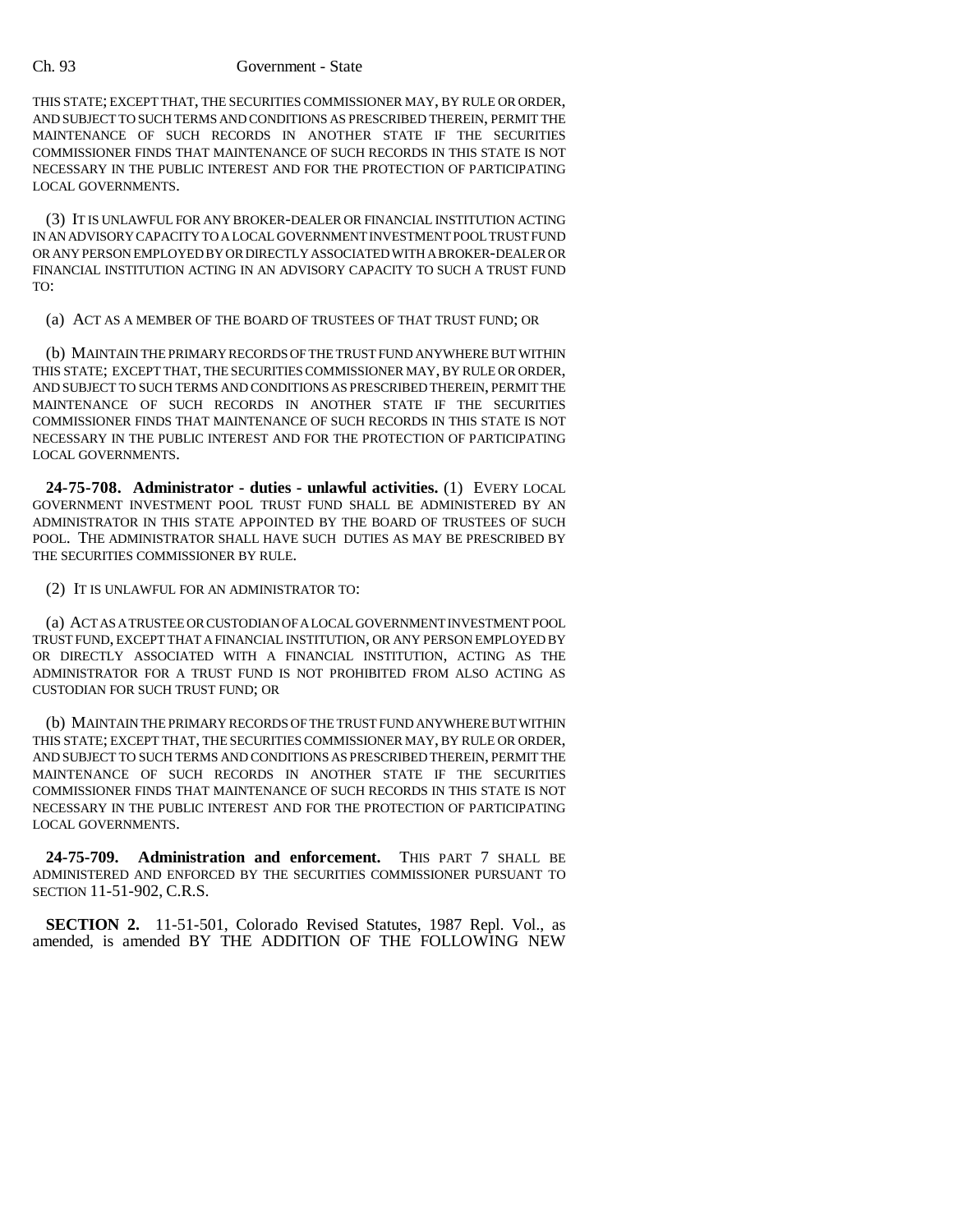THIS STATE; EXCEPT THAT, THE SECURITIES COMMISSIONER MAY, BY RULE OR ORDER, AND SUBJECT TO SUCH TERMS AND CONDITIONS AS PRESCRIBED THEREIN, PERMIT THE MAINTENANCE OF SUCH RECORDS IN ANOTHER STATE IF THE SECURITIES COMMISSIONER FINDS THAT MAINTENANCE OF SUCH RECORDS IN THIS STATE IS NOT NECESSARY IN THE PUBLIC INTEREST AND FOR THE PROTECTION OF PARTICIPATING LOCAL GOVERNMENTS.

(3) IT IS UNLAWFUL FOR ANY BROKER-DEALER OR FINANCIAL INSTITUTION ACTING IN AN ADVISORY CAPACITY TO A LOCAL GOVERNMENT INVESTMENT POOL TRUST FUND OR ANY PERSON EMPLOYED BY OR DIRECTLY ASSOCIATED WITH A BROKER-DEALER OR FINANCIAL INSTITUTION ACTING IN AN ADVISORY CAPACITY TO SUCH A TRUST FUND TO:

(a) ACT AS A MEMBER OF THE BOARD OF TRUSTEES OF THAT TRUST FUND; OR

(b) MAINTAIN THE PRIMARY RECORDS OF THE TRUST FUND ANYWHERE BUT WITHIN THIS STATE; EXCEPT THAT, THE SECURITIES COMMISSIONER MAY, BY RULE OR ORDER, AND SUBJECT TO SUCH TERMS AND CONDITIONS AS PRESCRIBED THEREIN, PERMIT THE MAINTENANCE OF SUCH RECORDS IN ANOTHER STATE IF THE SECURITIES COMMISSIONER FINDS THAT MAINTENANCE OF SUCH RECORDS IN THIS STATE IS NOT NECESSARY IN THE PUBLIC INTEREST AND FOR THE PROTECTION OF PARTICIPATING LOCAL GOVERNMENTS.

**24-75-708. Administrator - duties - unlawful activities.** (1) EVERY LOCAL GOVERNMENT INVESTMENT POOL TRUST FUND SHALL BE ADMINISTERED BY AN ADMINISTRATOR IN THIS STATE APPOINTED BY THE BOARD OF TRUSTEES OF SUCH POOL. THE ADMINISTRATOR SHALL HAVE SUCH DUTIES AS MAY BE PRESCRIBED BY THE SECURITIES COMMISSIONER BY RULE.

(2) IT IS UNLAWFUL FOR AN ADMINISTRATOR TO:

(a) ACT AS A TRUSTEE OR CUSTODIAN OF A LOCAL GOVERNMENT INVESTMENT POOL TRUST FUND, EXCEPT THAT A FINANCIAL INSTITUTION, OR ANY PERSON EMPLOYED BY OR DIRECTLY ASSOCIATED WITH A FINANCIAL INSTITUTION, ACTING AS THE ADMINISTRATOR FOR A TRUST FUND IS NOT PROHIBITED FROM ALSO ACTING AS CUSTODIAN FOR SUCH TRUST FUND; OR

(b) MAINTAIN THE PRIMARY RECORDS OF THE TRUST FUND ANYWHERE BUT WITHIN THIS STATE; EXCEPT THAT, THE SECURITIES COMMISSIONER MAY, BY RULE OR ORDER, AND SUBJECT TO SUCH TERMS AND CONDITIONS AS PRESCRIBED THEREIN, PERMIT THE MAINTENANCE OF SUCH RECORDS IN ANOTHER STATE IF THE SECURITIES COMMISSIONER FINDS THAT MAINTENANCE OF SUCH RECORDS IN THIS STATE IS NOT NECESSARY IN THE PUBLIC INTEREST AND FOR THE PROTECTION OF PARTICIPATING LOCAL GOVERNMENTS.

**24-75-709. Administration and enforcement.** THIS PART 7 SHALL BE ADMINISTERED AND ENFORCED BY THE SECURITIES COMMISSIONER PURSUANT TO SECTION 11-51-902, C.R.S.

**SECTION 2.** 11-51-501, Colorado Revised Statutes, 1987 Repl. Vol., as amended, is amended BY THE ADDITION OF THE FOLLOWING NEW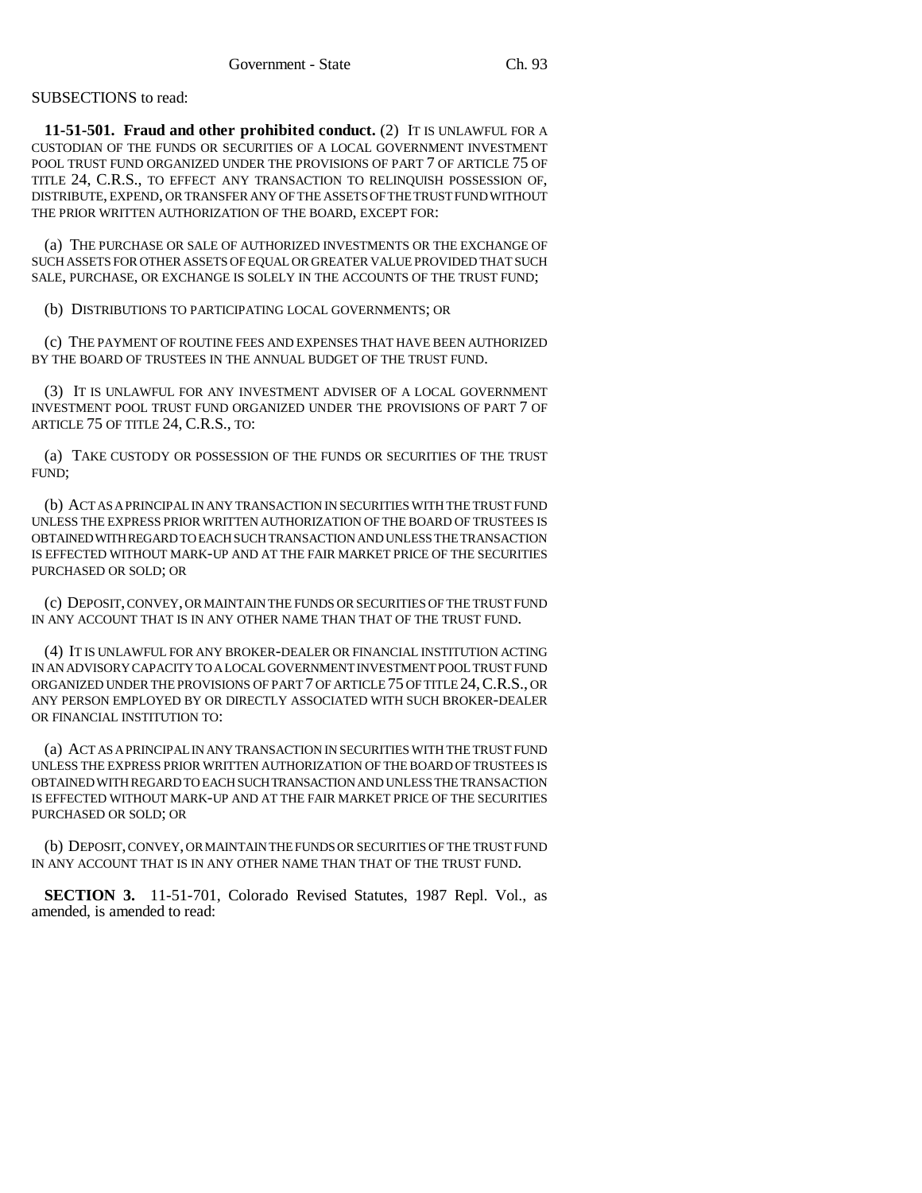SUBSECTIONS to read:

**11-51-501. Fraud and other prohibited conduct.** (2) IT IS UNLAWFUL FOR A CUSTODIAN OF THE FUNDS OR SECURITIES OF A LOCAL GOVERNMENT INVESTMENT POOL TRUST FUND ORGANIZED UNDER THE PROVISIONS OF PART 7 OF ARTICLE 75 OF TITLE 24, C.R.S., TO EFFECT ANY TRANSACTION TO RELINQUISH POSSESSION OF, DISTRIBUTE, EXPEND, OR TRANSFER ANY OF THE ASSETS OF THE TRUST FUND WITHOUT THE PRIOR WRITTEN AUTHORIZATION OF THE BOARD, EXCEPT FOR:

(a) THE PURCHASE OR SALE OF AUTHORIZED INVESTMENTS OR THE EXCHANGE OF SUCH ASSETS FOR OTHER ASSETS OF EQUAL OR GREATER VALUE PROVIDED THAT SUCH SALE, PURCHASE, OR EXCHANGE IS SOLELY IN THE ACCOUNTS OF THE TRUST FUND;

(b) DISTRIBUTIONS TO PARTICIPATING LOCAL GOVERNMENTS; OR

(c) THE PAYMENT OF ROUTINE FEES AND EXPENSES THAT HAVE BEEN AUTHORIZED BY THE BOARD OF TRUSTEES IN THE ANNUAL BUDGET OF THE TRUST FUND.

(3) IT IS UNLAWFUL FOR ANY INVESTMENT ADVISER OF A LOCAL GOVERNMENT INVESTMENT POOL TRUST FUND ORGANIZED UNDER THE PROVISIONS OF PART 7 OF ARTICLE 75 OF TITLE 24, C.R.S., TO:

(a) TAKE CUSTODY OR POSSESSION OF THE FUNDS OR SECURITIES OF THE TRUST FUND;

(b) ACT AS A PRINCIPAL IN ANY TRANSACTION IN SECURITIES WITH THE TRUST FUND UNLESS THE EXPRESS PRIOR WRITTEN AUTHORIZATION OF THE BOARD OF TRUSTEES IS OBTAINED WITH REGARD TO EACH SUCH TRANSACTION AND UNLESS THE TRANSACTION IS EFFECTED WITHOUT MARK-UP AND AT THE FAIR MARKET PRICE OF THE SECURITIES PURCHASED OR SOLD; OR

(c) DEPOSIT, CONVEY, OR MAINTAIN THE FUNDS OR SECURITIES OF THE TRUST FUND IN ANY ACCOUNT THAT IS IN ANY OTHER NAME THAN THAT OF THE TRUST FUND.

(4) IT IS UNLAWFUL FOR ANY BROKER-DEALER OR FINANCIAL INSTITUTION ACTING IN AN ADVISORY CAPACITY TO A LOCAL GOVERNMENT INVESTMENT POOL TRUST FUND ORGANIZED UNDER THE PROVISIONS OF PART 7 OF ARTICLE 75 OF TITLE 24, C.R.S., OR ANY PERSON EMPLOYED BY OR DIRECTLY ASSOCIATED WITH SUCH BROKER-DEALER OR FINANCIAL INSTITUTION TO:

(a) ACT AS A PRINCIPAL IN ANY TRANSACTION IN SECURITIES WITH THE TRUST FUND UNLESS THE EXPRESS PRIOR WRITTEN AUTHORIZATION OF THE BOARD OF TRUSTEES IS OBTAINED WITH REGARD TO EACH SUCH TRANSACTION AND UNLESS THE TRANSACTION IS EFFECTED WITHOUT MARK-UP AND AT THE FAIR MARKET PRICE OF THE SECURITIES PURCHASED OR SOLD; OR

(b) DEPOSIT, CONVEY, OR MAINTAIN THE FUNDS OR SECURITIES OF THE TRUST FUND IN ANY ACCOUNT THAT IS IN ANY OTHER NAME THAN THAT OF THE TRUST FUND.

**SECTION 3.** 11-51-701, Colorado Revised Statutes, 1987 Repl. Vol., as amended, is amended to read: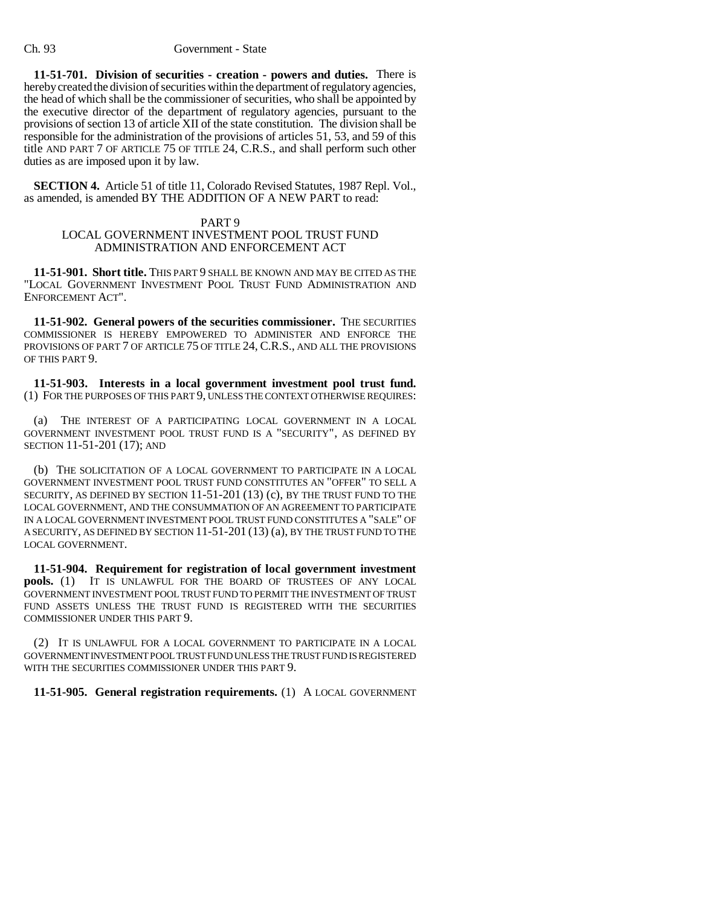**11-51-701. Division of securities - creation - powers and duties.** There is hereby created the division of securities within the department of regulatory agencies, the head of which shall be the commissioner of securities, who shall be appointed by the executive director of the department of regulatory agencies, pursuant to the provisions of section 13 of article XII of the state constitution. The division shall be responsible for the administration of the provisions of articles 51, 53, and 59 of this title AND PART 7 OF ARTICLE 75 OF TITLE 24, C.R.S., and shall perform such other duties as are imposed upon it by law.

**SECTION 4.** Article 51 of title 11, Colorado Revised Statutes, 1987 Repl. Vol., as amended, is amended BY THE ADDITION OF A NEW PART to read:

PART 9
LOCAL GOVERNMENT INVESTMENT POOL TRUST FUND ADMINISTRATION AND ENFORCEMENT ACT

**11-51-901. Short title.** THIS PART 9 SHALL BE KNOWN AND MAY BE CITED AS THE "LOCAL GOVERNMENT INVESTMENT POOL TRUST FUND ADMINISTRATION AND ENFORCEMENT ACT".

**11-51-902. General powers of the securities commissioner.** THE SECURITIES COMMISSIONER IS HEREBY EMPOWERED TO ADMINISTER AND ENFORCE THE PROVISIONS OF PART 7 OF ARTICLE 75 OF TITLE 24, C.R.S., AND ALL THE PROVISIONS OF THIS PART 9.

**11-51-903. Interests in a local government investment pool trust fund.** (1) FOR THE PURPOSES OF THIS PART 9, UNLESS THE CONTEXT OTHERWISE REQUIRES:

(a) THE INTEREST OF A PARTICIPATING LOCAL GOVERNMENT IN A LOCAL GOVERNMENT INVESTMENT POOL TRUST FUND IS A "SECURITY", AS DEFINED BY SECTION 11-51-201 (17); AND

(b) THE SOLICITATION OF A LOCAL GOVERNMENT TO PARTICIPATE IN A LOCAL GOVERNMENT INVESTMENT POOL TRUST FUND CONSTITUTES AN "OFFER" TO SELL A SECURITY, AS DEFINED BY SECTION 11-51-201 (13) (c), BY THE TRUST FUND TO THE LOCAL GOVERNMENT, AND THE CONSUMMATION OF AN AGREEMENT TO PARTICIPATE IN A LOCAL GOVERNMENT INVESTMENT POOL TRUST FUND CONSTITUTES A "SALE" OF A SECURITY, AS DEFINED BY SECTION 11-51-201 (13) (a), BY THE TRUST FUND TO THE LOCAL GOVERNMENT.

**11-51-904. Requirement for registration of local government investment pools.** (1) IT IS UNLAWFUL FOR THE BOARD OF TRUSTEES OF ANY LOCAL GOVERNMENT INVESTMENT POOL TRUST FUND TO PERMIT THE INVESTMENT OF TRUST FUND ASSETS UNLESS THE TRUST FUND IS REGISTERED WITH THE SECURITIES COMMISSIONER UNDER THIS PART 9.

(2) IT IS UNLAWFUL FOR A LOCAL GOVERNMENT TO PARTICIPATE IN A LOCAL GOVERNMENT INVESTMENT POOL TRUST FUND UNLESS THE TRUST FUND IS REGISTERED WITH THE SECURITIES COMMISSIONER UNDER THIS PART 9.

**11-51-905. General registration requirements.** (1) A LOCAL GOVERNMENT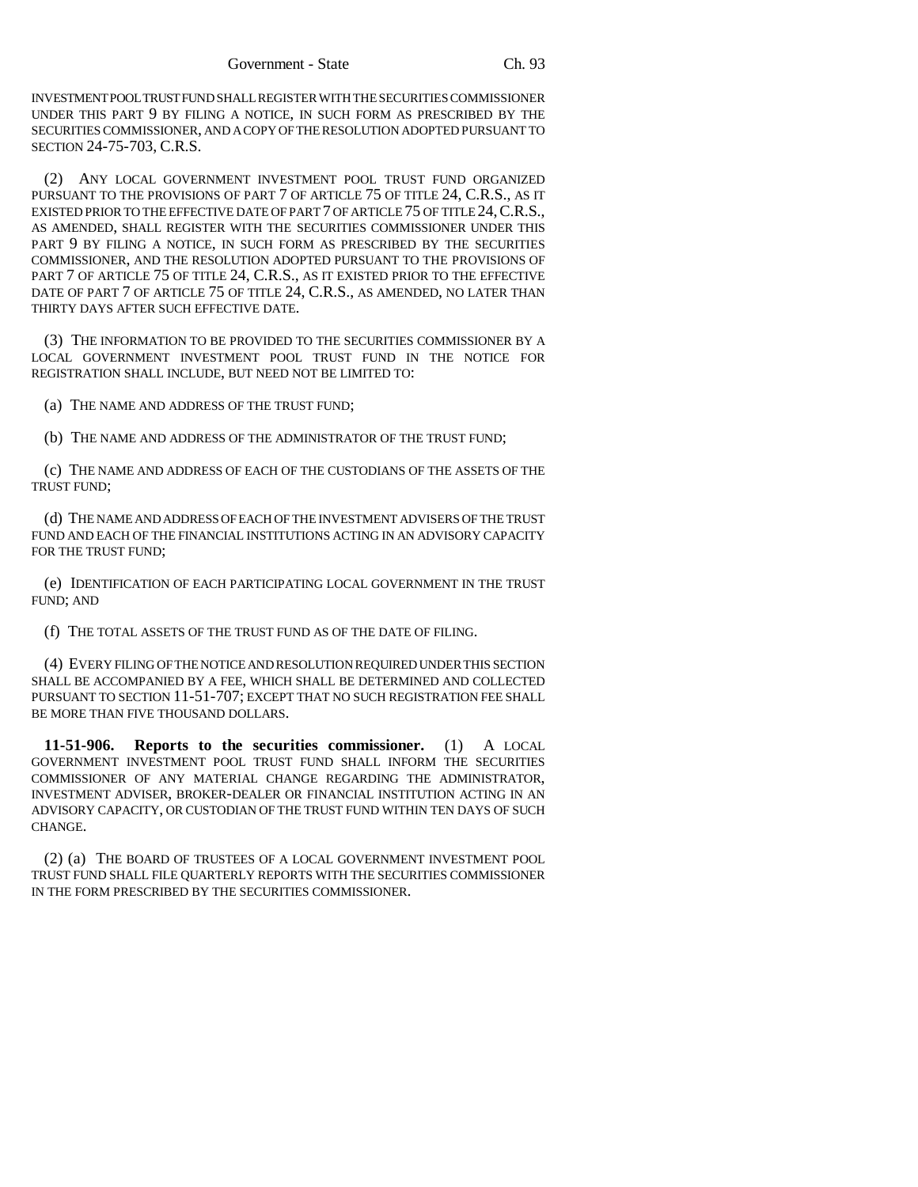INVESTMENT POOL TRUST FUND SHALL REGISTER WITH THE SECURITIES COMMISSIONER UNDER THIS PART 9 BY FILING A NOTICE, IN SUCH FORM AS PRESCRIBED BY THE SECURITIES COMMISSIONER, AND A COPY OF THE RESOLUTION ADOPTED PURSUANT TO SECTION 24-75-703, C.R.S.

(2) ANY LOCAL GOVERNMENT INVESTMENT POOL TRUST FUND ORGANIZED PURSUANT TO THE PROVISIONS OF PART 7 OF ARTICLE 75 OF TITLE 24, C.R.S., AS IT EXISTED PRIOR TO THE EFFECTIVE DATE OF PART 7 OF ARTICLE 75 OF TITLE 24, C.R.S., AS AMENDED, SHALL REGISTER WITH THE SECURITIES COMMISSIONER UNDER THIS PART 9 BY FILING A NOTICE, IN SUCH FORM AS PRESCRIBED BY THE SECURITIES COMMISSIONER, AND THE RESOLUTION ADOPTED PURSUANT TO THE PROVISIONS OF PART 7 OF ARTICLE 75 OF TITLE 24, C.R.S., AS IT EXISTED PRIOR TO THE EFFECTIVE DATE OF PART 7 OF ARTICLE 75 OF TITLE 24, C.R.S., AS AMENDED, NO LATER THAN THIRTY DAYS AFTER SUCH EFFECTIVE DATE.

(3) THE INFORMATION TO BE PROVIDED TO THE SECURITIES COMMISSIONER BY A LOCAL GOVERNMENT INVESTMENT POOL TRUST FUND IN THE NOTICE FOR REGISTRATION SHALL INCLUDE, BUT NEED NOT BE LIMITED TO:

(a) THE NAME AND ADDRESS OF THE TRUST FUND;

(b) THE NAME AND ADDRESS OF THE ADMINISTRATOR OF THE TRUST FUND;

(c) THE NAME AND ADDRESS OF EACH OF THE CUSTODIANS OF THE ASSETS OF THE TRUST FUND;

(d) THE NAME AND ADDRESS OF EACH OF THE INVESTMENT ADVISERS OF THE TRUST FUND AND EACH OF THE FINANCIAL INSTITUTIONS ACTING IN AN ADVISORY CAPACITY FOR THE TRUST FUND;

(e) IDENTIFICATION OF EACH PARTICIPATING LOCAL GOVERNMENT IN THE TRUST FUND; AND

(f) THE TOTAL ASSETS OF THE TRUST FUND AS OF THE DATE OF FILING.

(4) EVERY FILING OF THE NOTICE AND RESOLUTION REQUIRED UNDER THIS SECTION SHALL BE ACCOMPANIED BY A FEE, WHICH SHALL BE DETERMINED AND COLLECTED PURSUANT TO SECTION 11-51-707; EXCEPT THAT NO SUCH REGISTRATION FEE SHALL BE MORE THAN FIVE THOUSAND DOLLARS.

**11-51-906. Reports to the securities commissioner.** (1) A LOCAL GOVERNMENT INVESTMENT POOL TRUST FUND SHALL INFORM THE SECURITIES COMMISSIONER OF ANY MATERIAL CHANGE REGARDING THE ADMINISTRATOR, INVESTMENT ADVISER, BROKER-DEALER OR FINANCIAL INSTITUTION ACTING IN AN ADVISORY CAPACITY, OR CUSTODIAN OF THE TRUST FUND WITHIN TEN DAYS OF SUCH CHANGE.

(2) (a) THE BOARD OF TRUSTEES OF A LOCAL GOVERNMENT INVESTMENT POOL TRUST FUND SHALL FILE QUARTERLY REPORTS WITH THE SECURITIES COMMISSIONER IN THE FORM PRESCRIBED BY THE SECURITIES COMMISSIONER.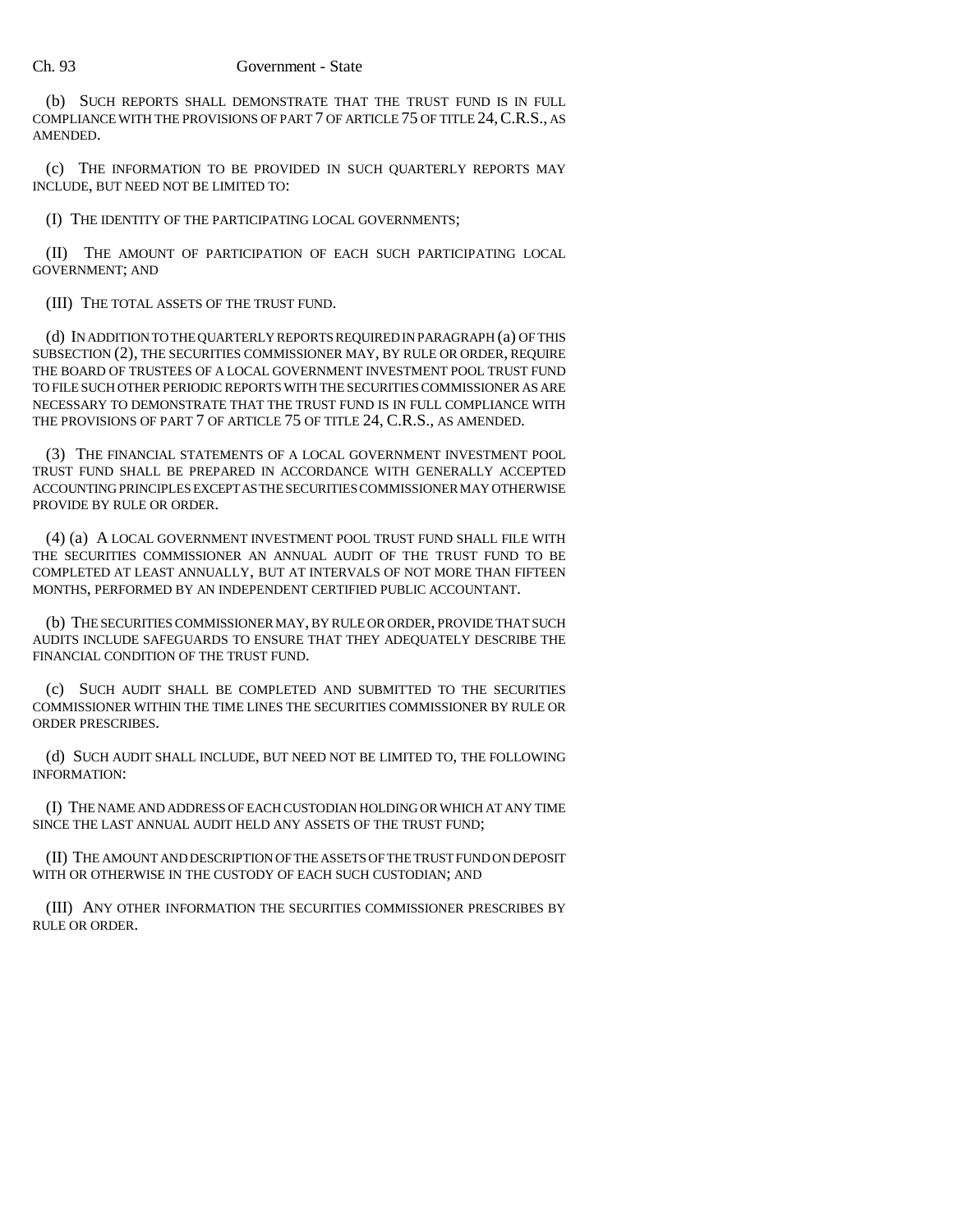(b) SUCH REPORTS SHALL DEMONSTRATE THAT THE TRUST FUND IS IN FULL COMPLIANCE WITH THE PROVISIONS OF PART 7 OF ARTICLE 75 OF TITLE 24, C.R.S., AS AMENDED.

(c) THE INFORMATION TO BE PROVIDED IN SUCH QUARTERLY REPORTS MAY INCLUDE, BUT NEED NOT BE LIMITED TO:

(I) THE IDENTITY OF THE PARTICIPATING LOCAL GOVERNMENTS;

(II) THE AMOUNT OF PARTICIPATION OF EACH SUCH PARTICIPATING LOCAL GOVERNMENT; AND

(III) THE TOTAL ASSETS OF THE TRUST FUND.

(d) IN ADDITION TO THE QUARTERLY REPORTS REQUIRED IN PARAGRAPH (a) OF THIS SUBSECTION (2), THE SECURITIES COMMISSIONER MAY, BY RULE OR ORDER, REQUIRE THE BOARD OF TRUSTEES OF A LOCAL GOVERNMENT INVESTMENT POOL TRUST FUND TO FILE SUCH OTHER PERIODIC REPORTS WITH THE SECURITIES COMMISSIONER AS ARE NECESSARY TO DEMONSTRATE THAT THE TRUST FUND IS IN FULL COMPLIANCE WITH THE PROVISIONS OF PART 7 OF ARTICLE 75 OF TITLE 24, C.R.S., AS AMENDED.

(3) THE FINANCIAL STATEMENTS OF A LOCAL GOVERNMENT INVESTMENT POOL TRUST FUND SHALL BE PREPARED IN ACCORDANCE WITH GENERALLY ACCEPTED ACCOUNTING PRINCIPLES EXCEPT AS THE SECURITIES COMMISSIONER MAY OTHERWISE PROVIDE BY RULE OR ORDER.

(4) (a) A LOCAL GOVERNMENT INVESTMENT POOL TRUST FUND SHALL FILE WITH THE SECURITIES COMMISSIONER AN ANNUAL AUDIT OF THE TRUST FUND TO BE COMPLETED AT LEAST ANNUALLY, BUT AT INTERVALS OF NOT MORE THAN FIFTEEN MONTHS, PERFORMED BY AN INDEPENDENT CERTIFIED PUBLIC ACCOUNTANT.

(b) THE SECURITIES COMMISSIONER MAY, BY RULE OR ORDER, PROVIDE THAT SUCH AUDITS INCLUDE SAFEGUARDS TO ENSURE THAT THEY ADEQUATELY DESCRIBE THE FINANCIAL CONDITION OF THE TRUST FUND.

(c) SUCH AUDIT SHALL BE COMPLETED AND SUBMITTED TO THE SECURITIES COMMISSIONER WITHIN THE TIME LINES THE SECURITIES COMMISSIONER BY RULE OR ORDER PRESCRIBES.

(d) SUCH AUDIT SHALL INCLUDE, BUT NEED NOT BE LIMITED TO, THE FOLLOWING INFORMATION:

(I) THE NAME AND ADDRESS OF EACH CUSTODIAN HOLDING OR WHICH AT ANY TIME SINCE THE LAST ANNUAL AUDIT HELD ANY ASSETS OF THE TRUST FUND;

(II) THE AMOUNT AND DESCRIPTION OF THE ASSETS OF THE TRUST FUND ON DEPOSIT WITH OR OTHERWISE IN THE CUSTODY OF EACH SUCH CUSTODIAN; AND

(III) ANY OTHER INFORMATION THE SECURITIES COMMISSIONER PRESCRIBES BY RULE OR ORDER.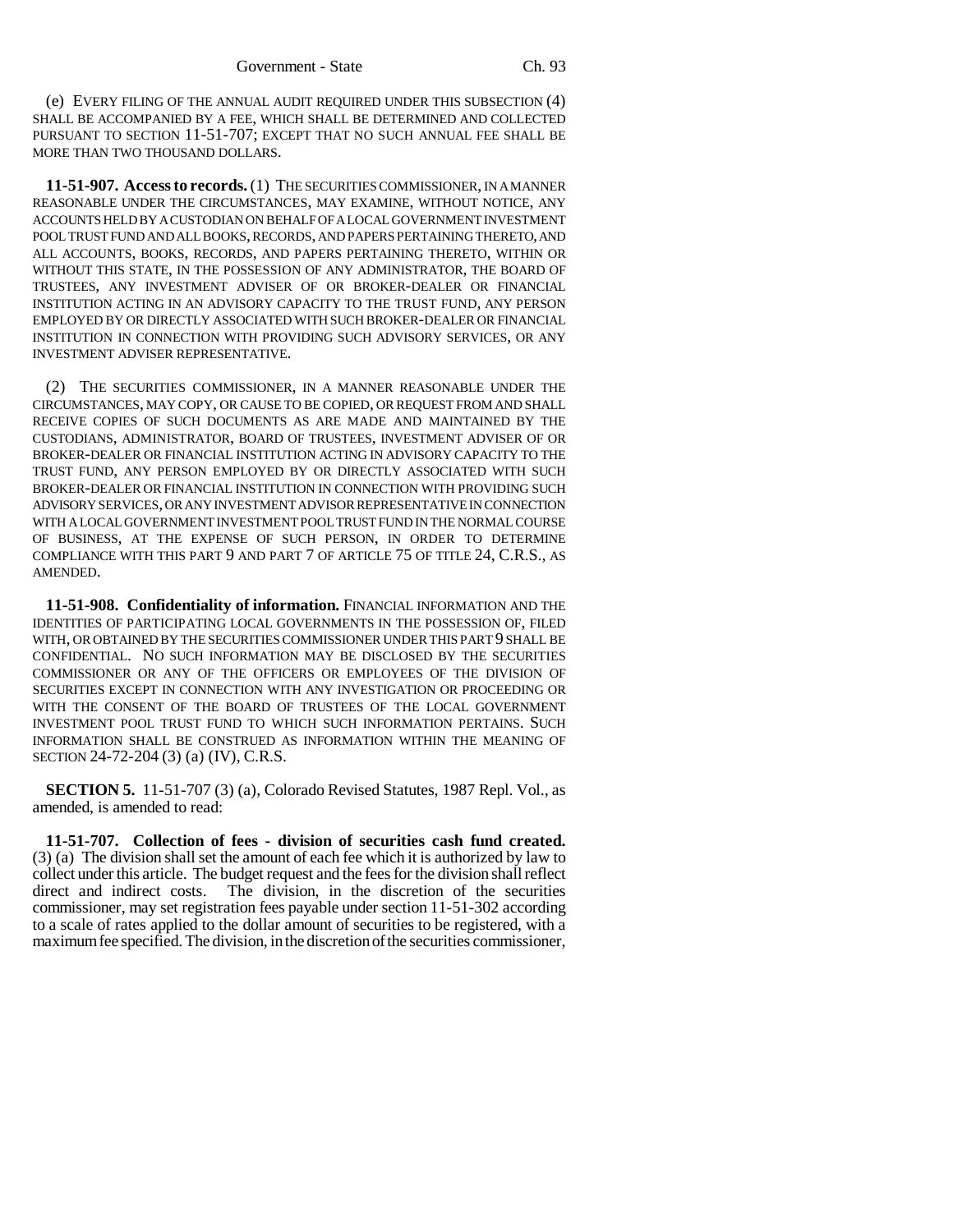(e) EVERY FILING OF THE ANNUAL AUDIT REQUIRED UNDER THIS SUBSECTION (4) SHALL BE ACCOMPANIED BY A FEE, WHICH SHALL BE DETERMINED AND COLLECTED PURSUANT TO SECTION 11-51-707; EXCEPT THAT NO SUCH ANNUAL FEE SHALL BE MORE THAN TWO THOUSAND DOLLARS.

**11-51-907. Access to records.** (1) THE SECURITIES COMMISSIONER, IN A MANNER REASONABLE UNDER THE CIRCUMSTANCES, MAY EXAMINE, WITHOUT NOTICE, ANY ACCOUNTS HELD BY A CUSTODIAN ON BEHALF OF A LOCAL GOVERNMENT INVESTMENT POOL TRUST FUND AND ALL BOOKS, RECORDS, AND PAPERS PERTAINING THERETO, AND ALL ACCOUNTS, BOOKS, RECORDS, AND PAPERS PERTAINING THERETO, WITHIN OR WITHOUT THIS STATE, IN THE POSSESSION OF ANY ADMINISTRATOR, THE BOARD OF TRUSTEES, ANY INVESTMENT ADVISER OF OR BROKER-DEALER OR FINANCIAL INSTITUTION ACTING IN AN ADVISORY CAPACITY TO THE TRUST FUND, ANY PERSON EMPLOYED BY OR DIRECTLY ASSOCIATED WITH SUCH BROKER-DEALER OR FINANCIAL INSTITUTION IN CONNECTION WITH PROVIDING SUCH ADVISORY SERVICES, OR ANY INVESTMENT ADVISER REPRESENTATIVE.

(2) THE SECURITIES COMMISSIONER, IN A MANNER REASONABLE UNDER THE CIRCUMSTANCES, MAY COPY, OR CAUSE TO BE COPIED, OR REQUEST FROM AND SHALL RECEIVE COPIES OF SUCH DOCUMENTS AS ARE MADE AND MAINTAINED BY THE CUSTODIANS, ADMINISTRATOR, BOARD OF TRUSTEES, INVESTMENT ADVISER OF OR BROKER-DEALER OR FINANCIAL INSTITUTION ACTING IN ADVISORY CAPACITY TO THE TRUST FUND, ANY PERSON EMPLOYED BY OR DIRECTLY ASSOCIATED WITH SUCH BROKER-DEALER OR FINANCIAL INSTITUTION IN CONNECTION WITH PROVIDING SUCH ADVISORY SERVICES, OR ANY INVESTMENT ADVISOR REPRESENTATIVE IN CONNECTION WITH A LOCAL GOVERNMENT INVESTMENT POOL TRUST FUND IN THE NORMAL COURSE OF BUSINESS, AT THE EXPENSE OF SUCH PERSON, IN ORDER TO DETERMINE COMPLIANCE WITH THIS PART 9 AND PART 7 OF ARTICLE 75 OF TITLE 24, C.R.S., AS AMENDED.

**11-51-908. Confidentiality of information.** FINANCIAL INFORMATION AND THE IDENTITIES OF PARTICIPATING LOCAL GOVERNMENTS IN THE POSSESSION OF, FILED WITH, OR OBTAINED BY THE SECURITIES COMMISSIONER UNDER THIS PART 9 SHALL BE CONFIDENTIAL. NO SUCH INFORMATION MAY BE DISCLOSED BY THE SECURITIES COMMISSIONER OR ANY OF THE OFFICERS OR EMPLOYEES OF THE DIVISION OF SECURITIES EXCEPT IN CONNECTION WITH ANY INVESTIGATION OR PROCEEDING OR WITH THE CONSENT OF THE BOARD OF TRUSTEES OF THE LOCAL GOVERNMENT INVESTMENT POOL TRUST FUND TO WHICH SUCH INFORMATION PERTAINS. SUCH INFORMATION SHALL BE CONSTRUED AS INFORMATION WITHIN THE MEANING OF SECTION 24-72-204 (3) (a) (IV), C.R.S.

**SECTION 5.** 11-51-707 (3) (a), Colorado Revised Statutes, 1987 Repl. Vol., as amended, is amended to read:

**11-51-707. Collection of fees - division of securities cash fund created.** (3) (a) The division shall set the amount of each fee which it is authorized by law to collect under this article. The budget request and the fees for the division shall reflect direct and indirect costs. The division, in the discretion of the securities commissioner, may set registration fees payable under section 11-51-302 according to a scale of rates applied to the dollar amount of securities to be registered, with a maximum fee specified. The division, in the discretion of the securities commissioner,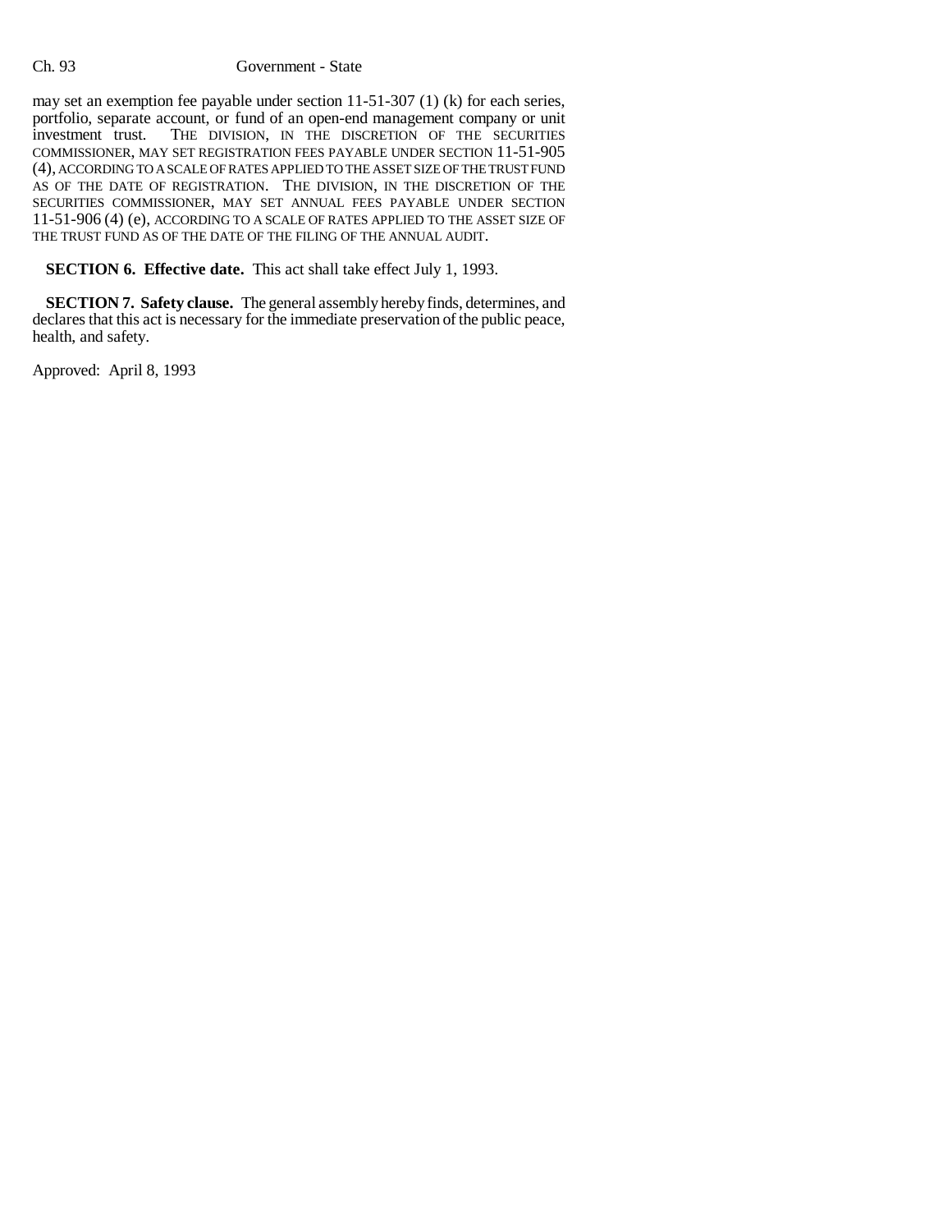may set an exemption fee payable under section 11-51-307 (1) (k) for each series, portfolio, separate account, or fund of an open-end management company or unit investment trust. THE DIVISION, IN THE DISCRETION OF THE SECURITIES COMMISSIONER, MAY SET REGISTRATION FEES PAYABLE UNDER SECTION 11-51-905 (4), ACCORDING TO A SCALE OF RATES APPLIED TO THE ASSET SIZE OF THE TRUST FUND AS OF THE DATE OF REGISTRATION. THE DIVISION, IN THE DISCRETION OF THE SECURITIES COMMISSIONER, MAY SET ANNUAL FEES PAYABLE UNDER SECTION 11-51-906 (4) (e), ACCORDING TO A SCALE OF RATES APPLIED TO THE ASSET SIZE OF THE TRUST FUND AS OF THE DATE OF THE FILING OF THE ANNUAL AUDIT.

**SECTION 6. Effective date.** This act shall take effect July 1, 1993.

**SECTION 7. Safety clause.** The general assembly hereby finds, determines, and declares that this act is necessary for the immediate preservation of the public peace, health, and safety.

Approved: April 8, 1993